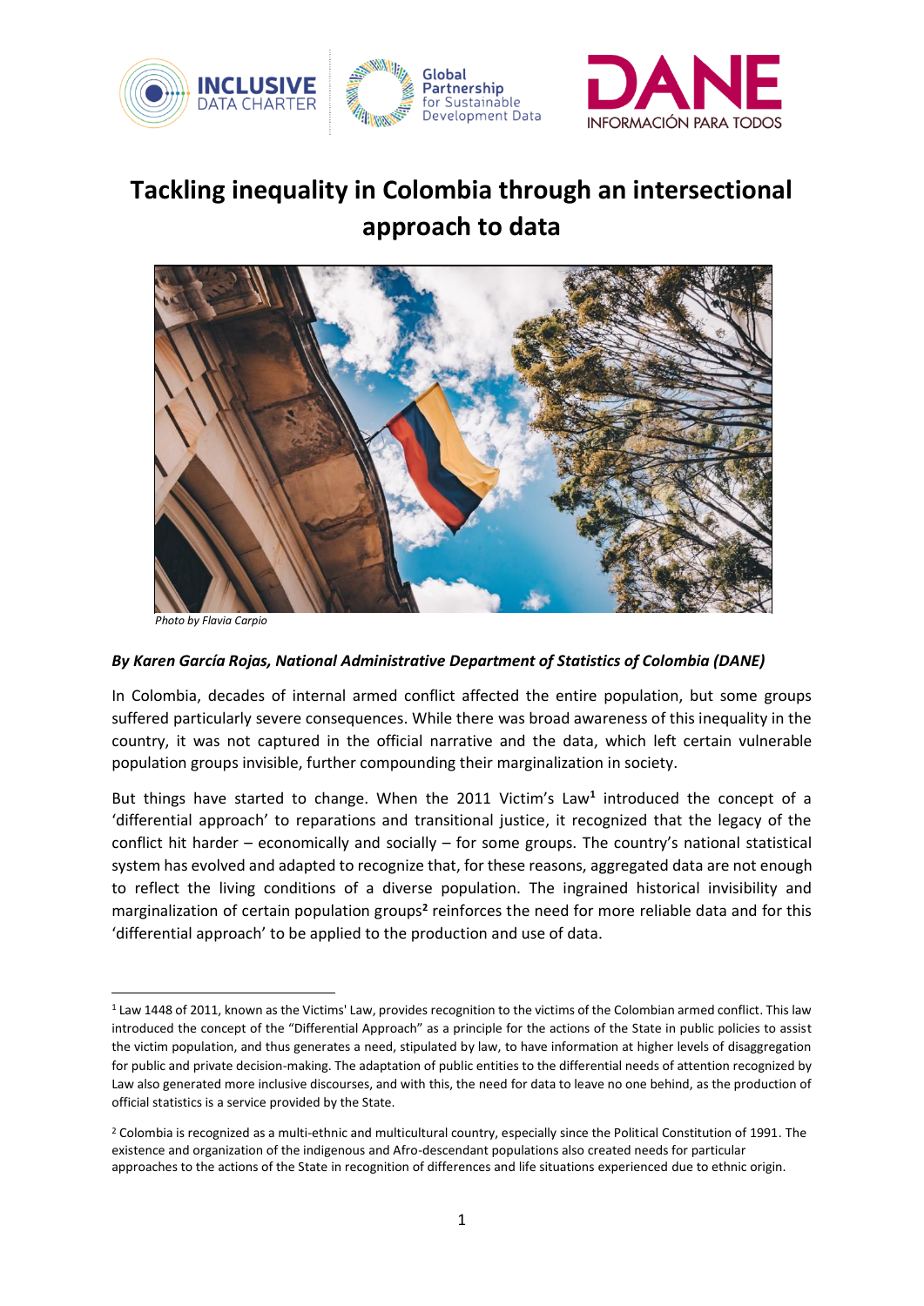# Tackling inequality in Colombia through an intersectional approach to data

*Photo by Flavia Carpio*

***By Karen García Rojas, National Administrative Department of Statistics of Colombia (DANE)***

In Colombia, decades of internal armed conflict affected the entire population, but some groups suffered particularly severe consequences. While there was broad awareness of this inequality in the country, it was not captured in the official narrative and the data, which left certain vulnerable population groups invisible, further compounding their marginalization in society.

But things have started to change. When the 2011 Victim's Law[1] introduced the concept of a 'differential approach' to reparations and transitional justice, it recognized that the legacy of the conflict hit harder – economically and socially – for some groups. The country's national statistical system has evolved and adapted to recognize that, for these reasons, aggregated data are not enough to reflect the living conditions of a diverse population. The ingrained historical invisibility and marginalization of certain population groups[2] reinforces the need for more reliable data and for this 'differential approach' to be applied to the production and use of data.

---

[1] Law 1448 of 2011, known as the Victims' Law, provides recognition to the victims of the Colombian armed conflict. This law introduced the concept of the "Differential Approach" as a principle for the actions of the State in public policies to assist the victim population, and thus generates a need, stipulated by law, to have information at higher levels of disaggregation for public and private decision-making. The adaptation of public entities to the differential needs of attention recognized by Law also generated more inclusive discourses, and with this, the need for data to leave no one behind, as the production of official statistics is a service provided by the State.

[2] Colombia is recognized as a multi-ethnic and multicultural country, especially since the Political Constitution of 1991. The existence and organization of the indigenous and Afro-descendant populations also created needs for particular approaches to the actions of the State in recognition of differences and life situations experienced due to ethnic origin.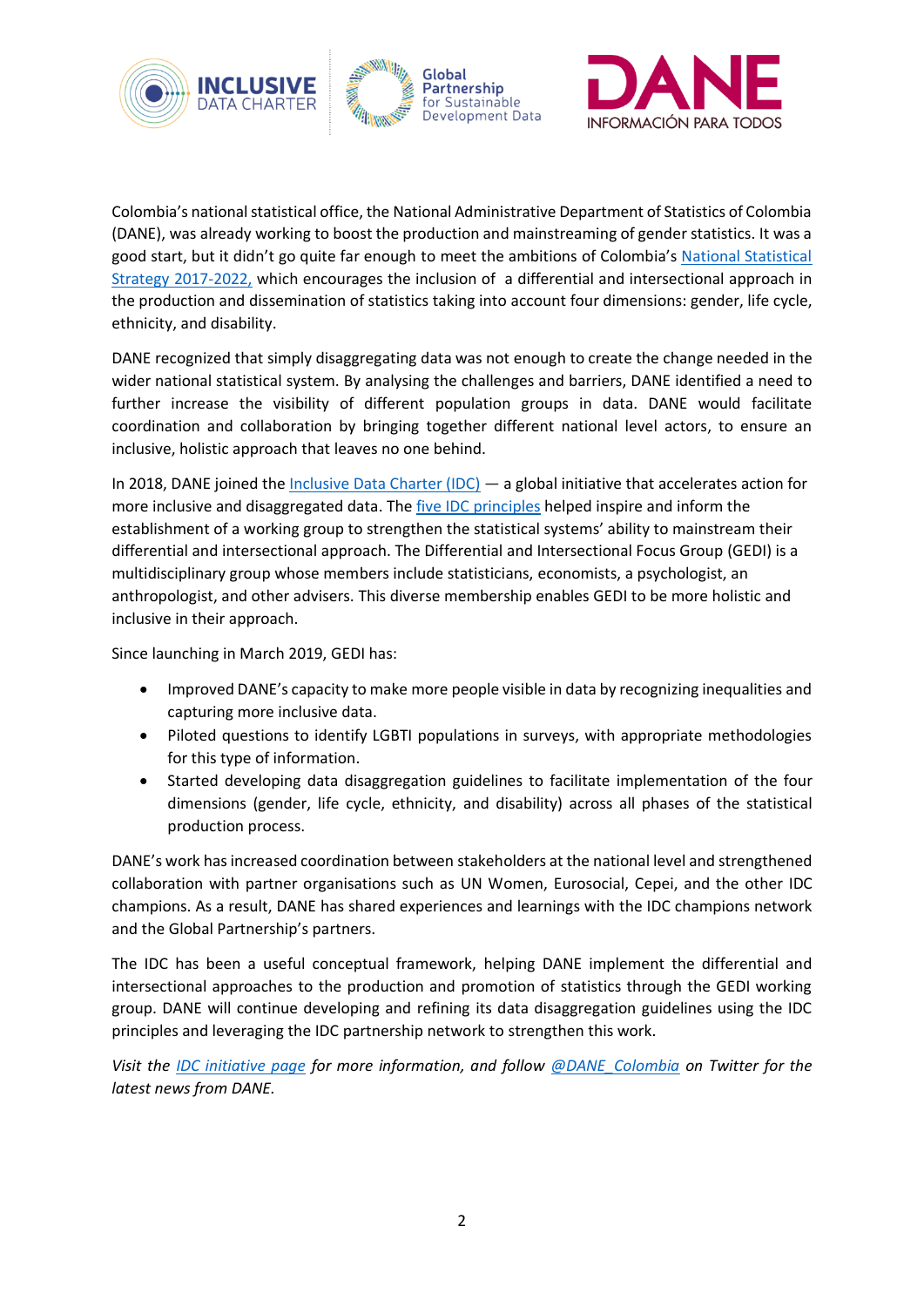Colombia's national statistical office, the National Administrative Department of Statistics of Colombia (DANE), was already working to boost the production and mainstreaming of gender statistics. It was a good start, but it didn't go quite far enough to meet the ambitions of Colombia's National Statistical Strategy 2017-2022, which encourages the inclusion of a differential and intersectional approach in the production and dissemination of statistics taking into account four dimensions: gender, life cycle, ethnicity, and disability.

DANE recognized that simply disaggregating data was not enough to create the change needed in the wider national statistical system. By analysing the challenges and barriers, DANE identified a need to further increase the visibility of different population groups in data. DANE would facilitate coordination and collaboration by bringing together different national level actors, to ensure an inclusive, holistic approach that leaves no one behind.

In 2018, DANE joined the Inclusive Data Charter (IDC) — a global initiative that accelerates action for more inclusive and disaggregated data. The five IDC principles helped inspire and inform the establishment of a working group to strengthen the statistical systems' ability to mainstream their differential and intersectional approach. The Differential and Intersectional Focus Group (GEDI) is a multidisciplinary group whose members include statisticians, economists, a psychologist, an anthropologist, and other advisers. This diverse membership enables GEDI to be more holistic and inclusive in their approach.

Since launching in March 2019, GEDI has:

- Improved DANE's capacity to make more people visible in data by recognizing inequalities and capturing more inclusive data.
- Piloted questions to identify LGBTI populations in surveys, with appropriate methodologies for this type of information.
- Started developing data disaggregation guidelines to facilitate implementation of the four dimensions (gender, life cycle, ethnicity, and disability) across all phases of the statistical production process.

DANE's work has increased coordination between stakeholders at the national level and strengthened collaboration with partner organisations such as UN Women, Eurosocial, Cepei, and the other IDC champions. As a result, DANE has shared experiences and learnings with the IDC champions network and the Global Partnership's partners.

The IDC has been a useful conceptual framework, helping DANE implement the differential and intersectional approaches to the production and promotion of statistics through the GEDI working group. DANE will continue developing and refining its data disaggregation guidelines using the IDC principles and leveraging the IDC partnership network to strengthen this work.

*Visit the IDC initiative page for more information, and follow @DANE_Colombia on Twitter for the latest news from DANE.*